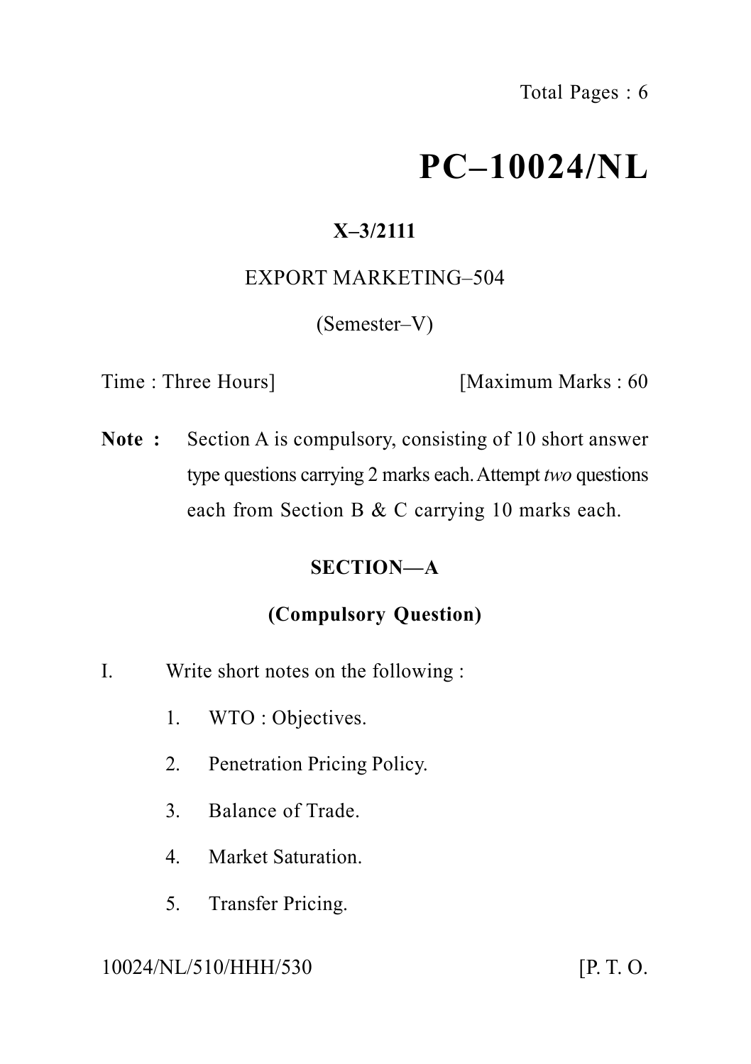Total Pages : 6

# PC–10024/NL

**X–3/2111**

EXPORT MARKETING–504

(Semester–V)

Time : Three Hours] [Maximum Marks : 60

**Note :** Section A is compulsory, consisting of 10 short answer type questions carrying 2 marks each. Attempt *two* questions each from Section B & C carrying 10 marks each.

## SECTION—A

**(Compulsory Question)**

I. Write short notes on the following :

1. WTO : Objectives.
2. Penetration Pricing Policy.
3. Balance of Trade.
4. Market Saturation.
5. Transfer Pricing.

10024/NL/510/HHH/530 [P. T. O.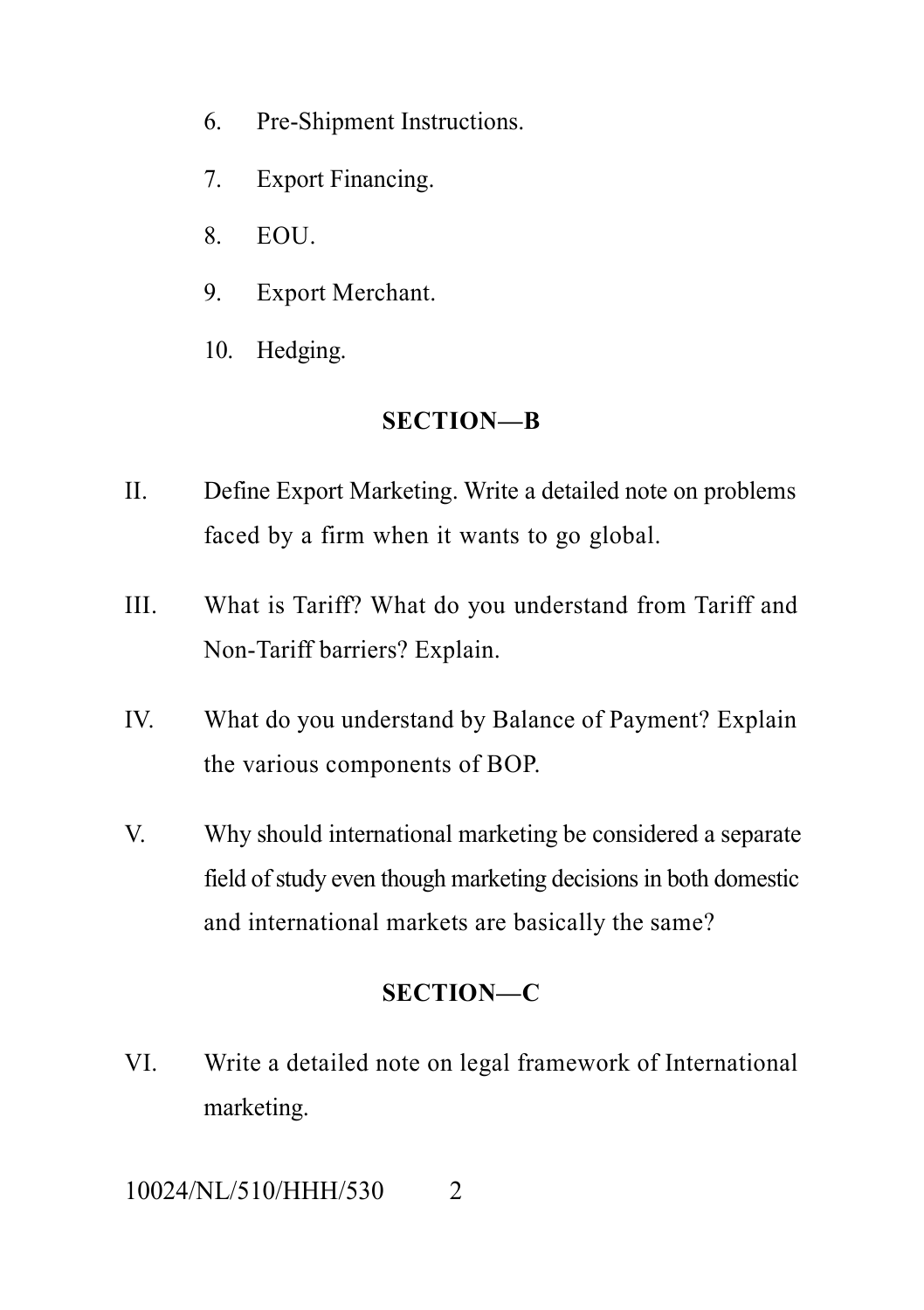6. Pre-Shipment Instructions.

7. Export Financing.

8. EOU.

9. Export Merchant.

10. Hedging.

## SECTION—B

II. Define Export Marketing. Write a detailed note on problems faced by a firm when it wants to go global.

III. What is Tariff? What do you understand from Tariff and Non-Tariff barriers? Explain.

IV. What do you understand by Balance of Payment? Explain the various components of BOP.

V. Why should international marketing be considered a separate field of study even though marketing decisions in both domestic and international markets are basically the same?

## SECTION—C

VI. Write a detailed note on legal framework of International marketing.

10024/NL/510/HHH/530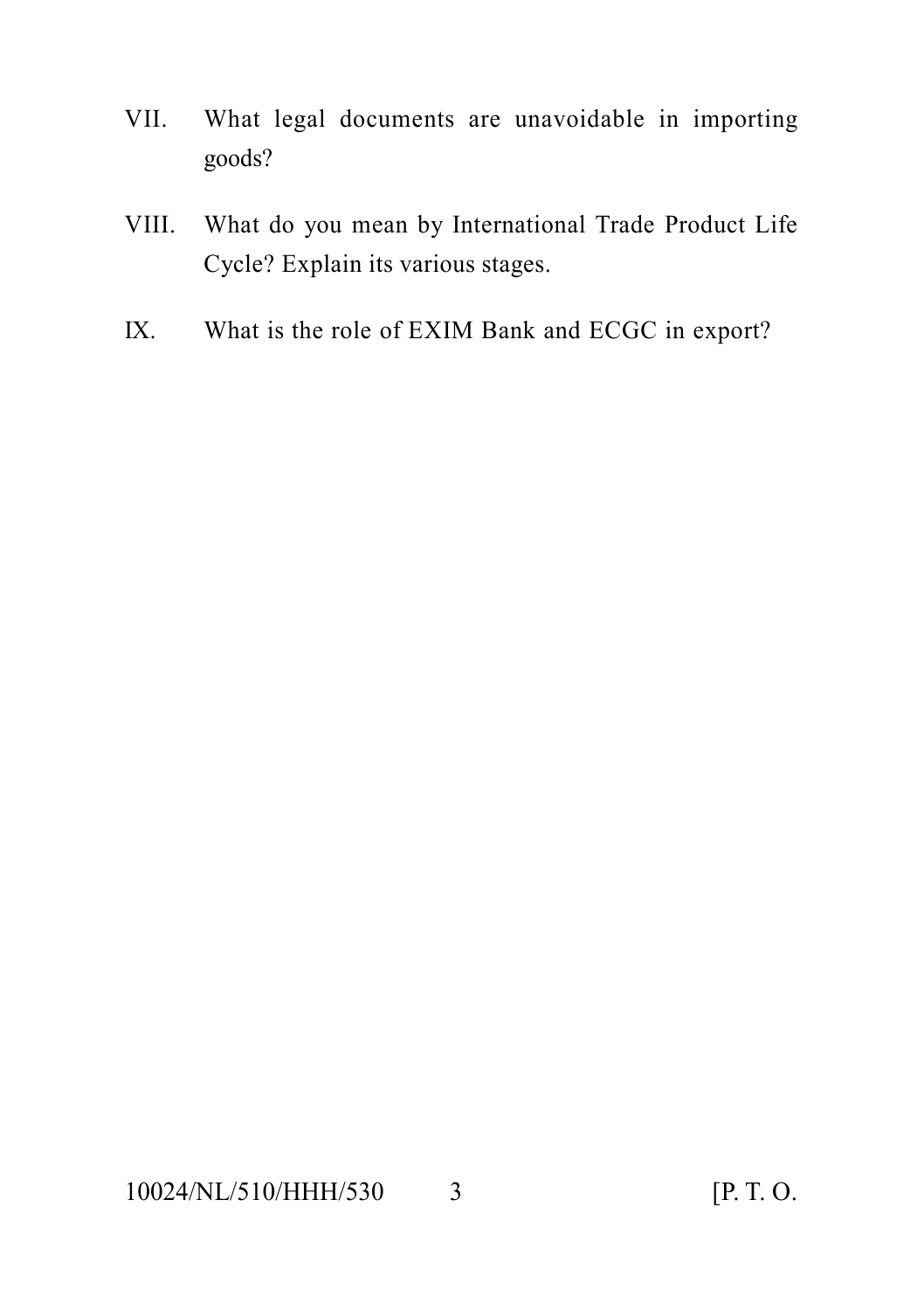VII. What legal documents are unavoidable in importing goods?

VIII. What do you mean by International Trade Product Life Cycle? Explain its various stages.

IX. What is the role of EXIM Bank and ECGC in export?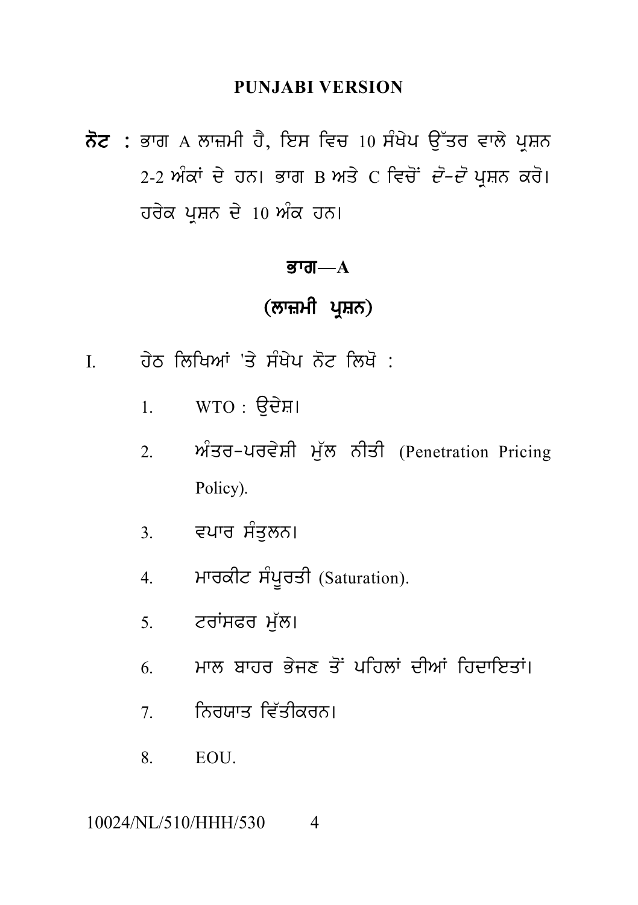## PUNJABI VERSION

**ਨੋਟ :** ਭਾਗ A ਲਾਜ਼ਮੀ ਹੈ, ਇਸ ਵਿਚ 10 ਸੰਖੇਪ ਉੱਤਰ ਵਾਲੇ ਪ੍ਰਸ਼ਨ 2-2 ਅੰਕਾਂ ਦੇ ਹਨ। ਭਾਗ B ਅਤੇ C ਵਿਚੋਂ *ਦੋ-ਦੋ* ਪ੍ਰਸ਼ਨ ਕਰੋ। ਹਰੇਕ ਪ੍ਰਸ਼ਨ ਦੇ 10 ਅੰਕ ਹਨ।

### ਭਾਗ—A

### (ਲਾਜ਼ਮੀ ਪ੍ਰਸ਼ਨ)

I. ਹੇਠ ਲਿਖਿਆਂ 'ਤੇ ਸੰਖੇਪ ਨੋਟ ਲਿਖੋ :

1. WTO : ਉਦੇਸ਼।
2. ਅੰਤਰ-ਪਰਵੇਸ਼ੀ ਮੁੱਲ ਨੀਤੀ (Penetration Pricing Policy).
3. ਵਪਾਰ ਸੰਤੁਲਨ।
4. ਮਾਰਕੀਟ ਸੰਪੂਰਤੀ (Saturation).
5. ਟਰਾਂਸਫਰ ਮੁੱਲ।
6. ਮਾਲ ਬਾਹਰ ਭੇਜਣ ਤੋਂ ਪਹਿਲਾਂ ਦੀਆਂ ਹਿਦਾਇਤਾਂ।
7. ਨਿਰਯਾਤ ਵਿੱਤੀਕਰਨ।
8. EOU.

10024/NL/510/HHH/530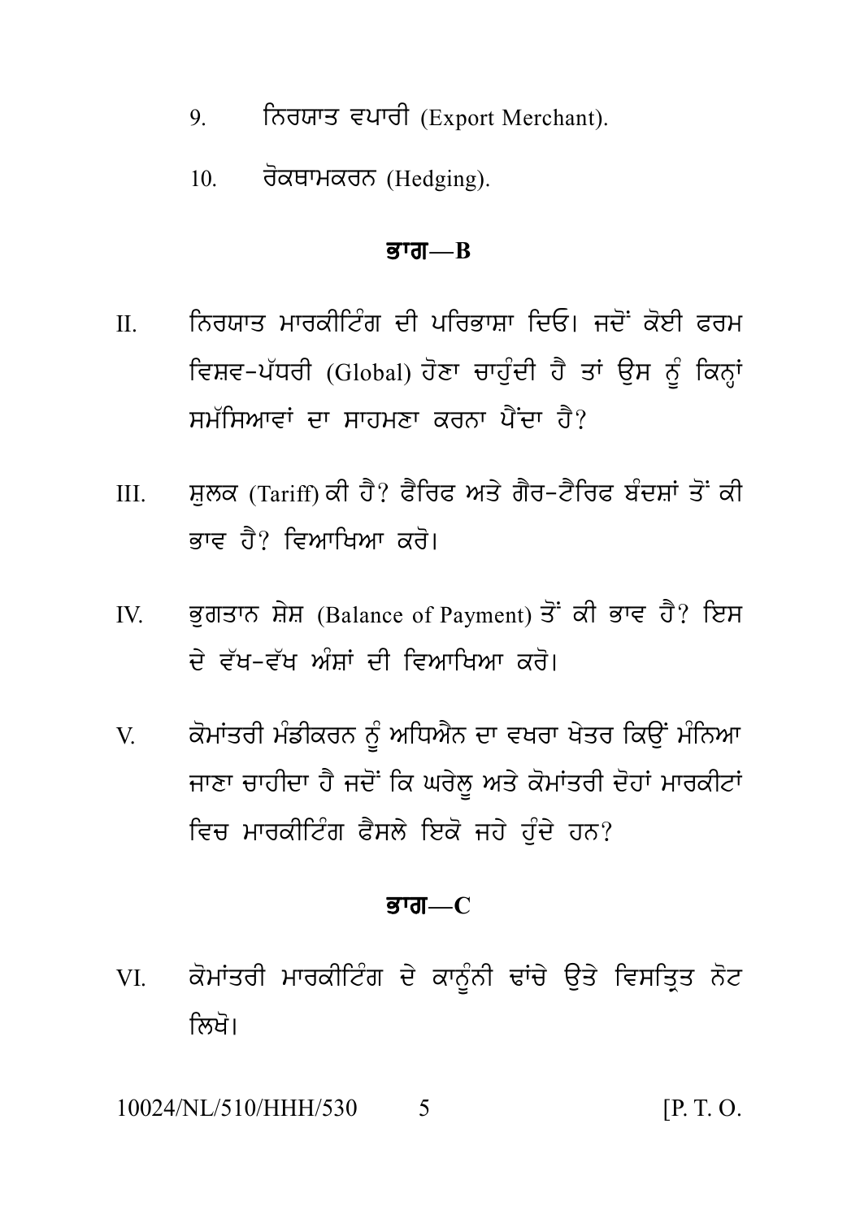9. ਨਿਰਯਾਤ ਵਪਾਰੀ (Export Merchant).

10. ਰੋਕਥਾਮਕਰਨ (Hedging).

## ਭਾਗ—B

II. ਨਿਰਯਾਤ ਮਾਰਕੀਟਿੰਗ ਦੀ ਪਰਿਭਾਸ਼ਾ ਦਿਓ। ਜਦੋਂ ਕੋਈ ਫਰਮ ਵਿਸ਼ਵ-ਪੱਧਰੀ (Global) ਹੋਣਾ ਚਾਹੁੰਦੀ ਹੈ ਤਾਂ ਉਸ ਨੂੰ ਕਿਨ੍ਹਾਂ ਸਮੱਸਿਆਵਾਂ ਦਾ ਸਾਹਮਣਾ ਕਰਨਾ ਪੈਂਦਾ ਹੈ?

III. ਸ਼ੁਲਕ (Tariff) ਕੀ ਹੈ? ਟੈਰਿਫ ਅਤੇ ਗੈਰ-ਟੈਰਿਫ ਬੰਦਸ਼ਾਂ ਤੋਂ ਕੀ ਭਾਵ ਹੈ? ਵਿਆਖਿਆ ਕਰੋ।

IV. ਭੁਗਤਾਨ ਸ਼ੇਸ਼ (Balance of Payment) ਤੋਂ ਕੀ ਭਾਵ ਹੈ? ਇਸ ਦੇ ਵੱਖ-ਵੱਖ ਅੰਸ਼ਾਂ ਦੀ ਵਿਆਖਿਆ ਕਰੋ।

V. ਕੌਮਾਂਤਰੀ ਮੰਡੀਕਰਨ ਨੂੰ ਅਧਿਐਨ ਦਾ ਵਖਰਾ ਖੇਤਰ ਕਿਉਂ ਮੰਨਿਆ ਜਾਣਾ ਚਾਹੀਦਾ ਹੈ ਜਦੋਂ ਕਿ ਘਰੇਲੂ ਅਤੇ ਕੌਮਾਂਤਰੀ ਦੋਹਾਂ ਮਾਰਕੀਟਾਂ ਵਿਚ ਮਾਰਕੀਟਿੰਗ ਫੈਸਲੇ ਇਕੋ ਜਹੇ ਹੁੰਦੇ ਹਨ?

## ਭਾਗ—C

VI. ਕੌਮਾਂਤਰੀ ਮਾਰਕੀਟਿੰਗ ਦੇ ਕਾਨੂੰਨੀ ਢਾਂਚੇ ਉਤੇ ਵਿਸਤ੍ਰਿਤ ਨੋਟ ਲਿਖੋ।

10024/NL/510/HHH/530 [P. T. O.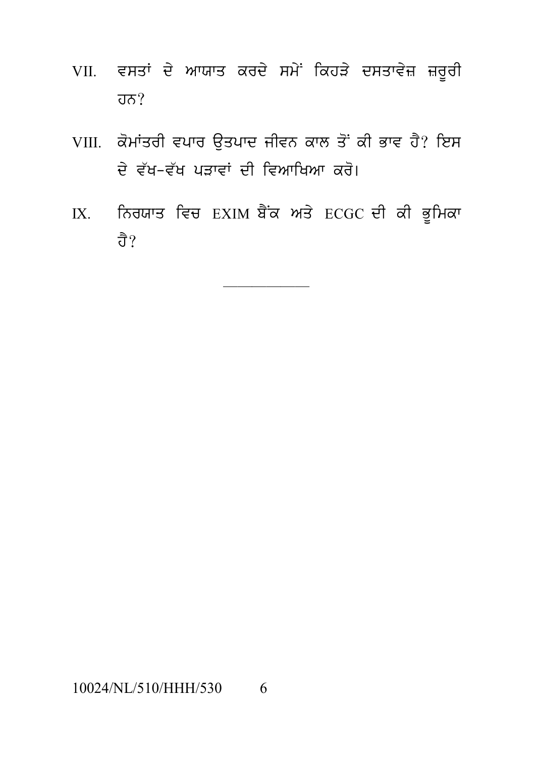VII. ਵਸਤਾਂ ਦੇ ਆਯਾਤ ਕਰਦੇ ਸਮੇਂ ਕਿਹੜੇ ਦਸਤਾਵੇਜ਼ ਜ਼ਰੂਰੀ ਹਨ?

VIII. ਕੌਮਾਂਤਰੀ ਵਪਾਰ ਉਤਪਾਦ ਜੀਵਨ ਕਾਲ ਤੋਂ ਕੀ ਭਾਵ ਹੈ? ਇਸ ਦੇ ਵੱਖ-ਵੱਖ ਪੜਾਵਾਂ ਦੀ ਵਿਆਖਿਆ ਕਰੋ।

IX. ਨਿਰਯਾਤ ਵਿਚ EXIM ਬੈਂਕ ਅਤੇ ECGC ਦੀ ਕੀ ਭੂਮਿਕਾ ਹੈ?

---

10024/NL/510/HHH/530